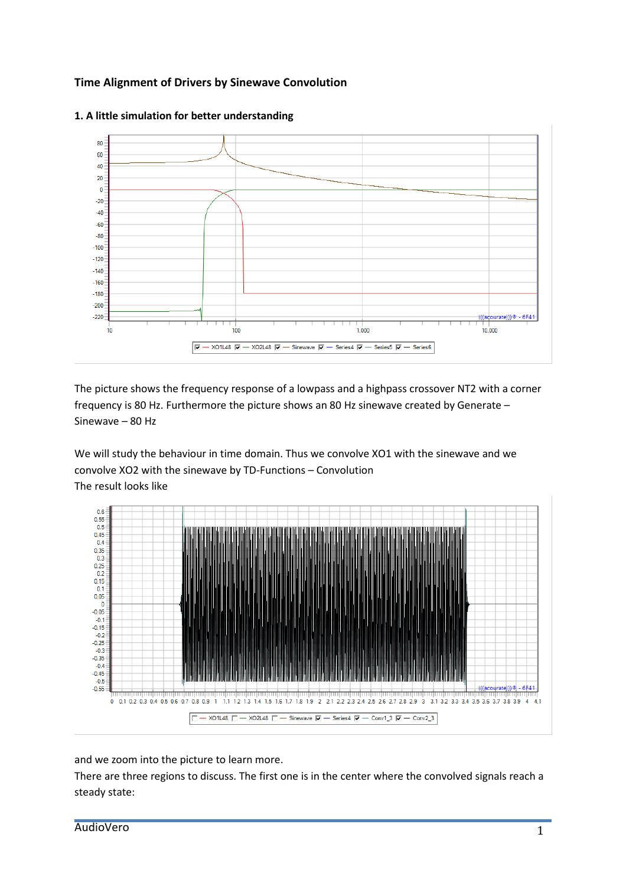**Time Alignment of Drivers by Sinewave Convolution**

**1. A little simulation for better understanding**

The picture shows the frequency response of a lowpass and a highpass crossover NT2 with a corner frequency is 80 Hz. Furthermore the picture shows an 80 Hz sinewave created by Generate – Sinewave – 80 Hz

We will study the behaviour in time domain. Thus we convolve XO1 with the sinewave and we convolve XO2 with the sinewave by TD-Functions – Convolution
The result looks like

and we zoom into the picture to learn more.
There are three regions to discuss. The first one is in the center where the convolved signals reach a steady state: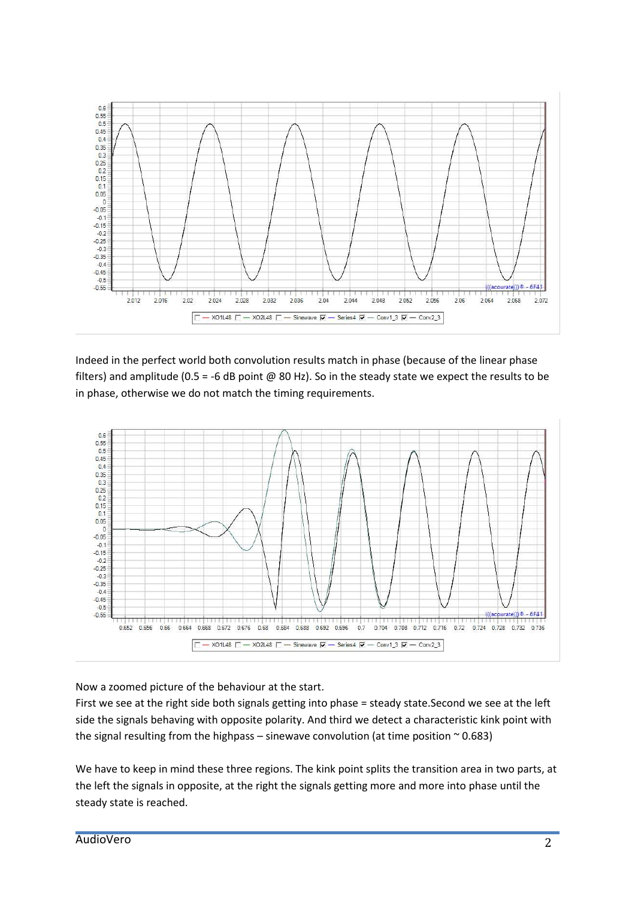Indeed in the perfect world both convolution results match in phase (because of the linear phase filters) and amplitude (0.5 = -6 dB point @ 80 Hz). So in the steady state we expect the results to be in phase, otherwise we do not match the timing requirements.

Now a zoomed picture of the behaviour at the start.

First we see at the right side both signals getting into phase = steady state.Second we see at the left side the signals behaving with opposite polarity. And third we detect a characteristic kink point with the signal resulting from the highpass – sinewave convolution (at time position ~ 0.683)

We have to keep in mind these three regions. The kink point splits the transition area in two parts, at the left the signals in opposite, at the right the signals getting more and more into phase until the steady state is reached.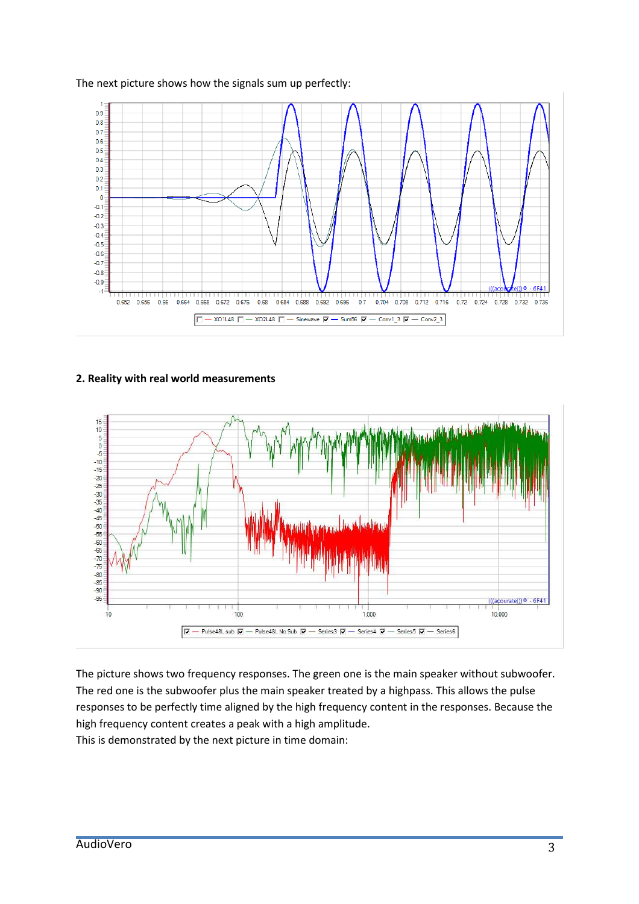The next picture shows how the signals sum up perfectly:

## 2. Reality with real world measurements

The picture shows two frequency responses. The green one is the main speaker without subwoofer. The red one is the subwoofer plus the main speaker treated by a highpass. This allows the pulse responses to be perfectly time aligned by the high frequency content in the responses. Because the high frequency content creates a peak with a high amplitude.
This is demonstrated by the next picture in time domain: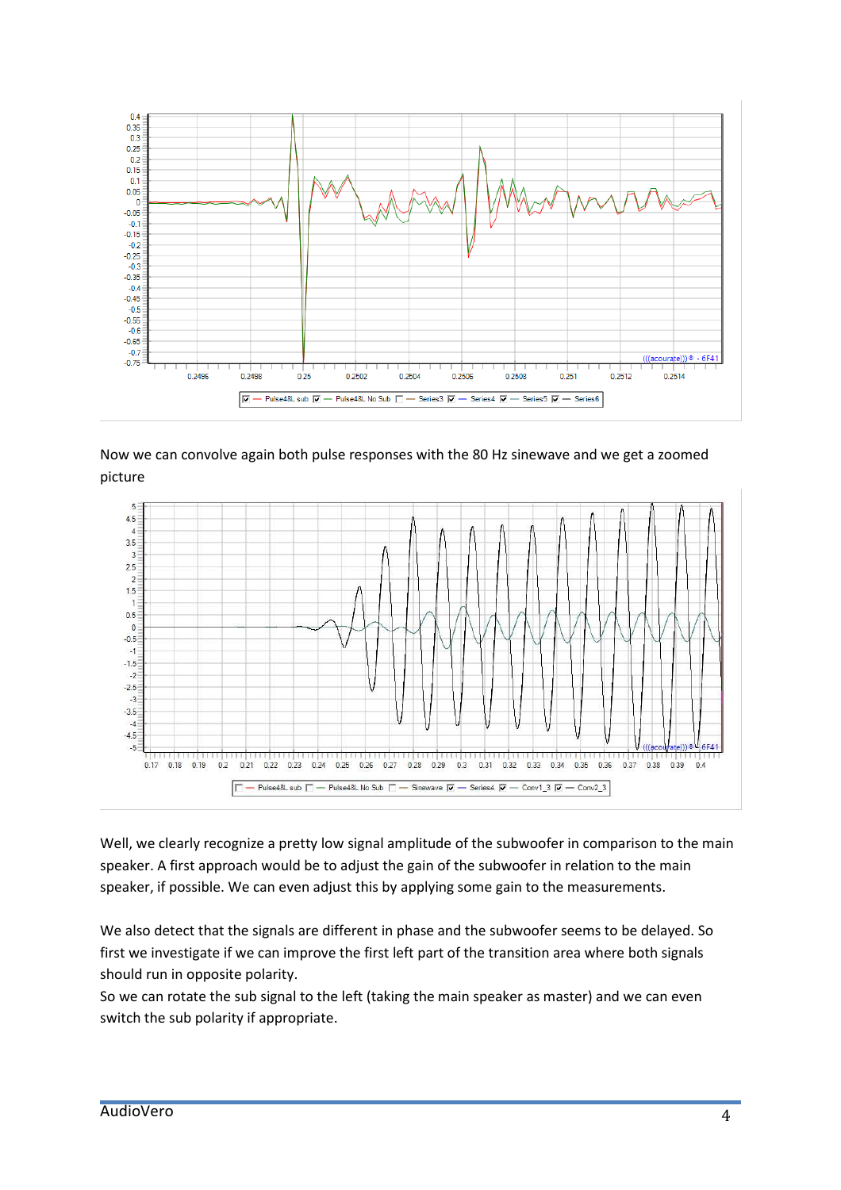Now we can convolve again both pulse responses with the 80 Hz sinewave and we get a zoomed picture

Well, we clearly recognize a pretty low signal amplitude of the subwoofer in comparison to the main speaker. A first approach would be to adjust the gain of the subwoofer in relation to the main speaker, if possible. We can even adjust this by applying some gain to the measurements.

We also detect that the signals are different in phase and the subwoofer seems to be delayed. So first we investigate if we can improve the first left part of the transition area where both signals should run in opposite polarity.

So we can rotate the sub signal to the left (taking the main speaker as master) and we can even switch the sub polarity if appropriate.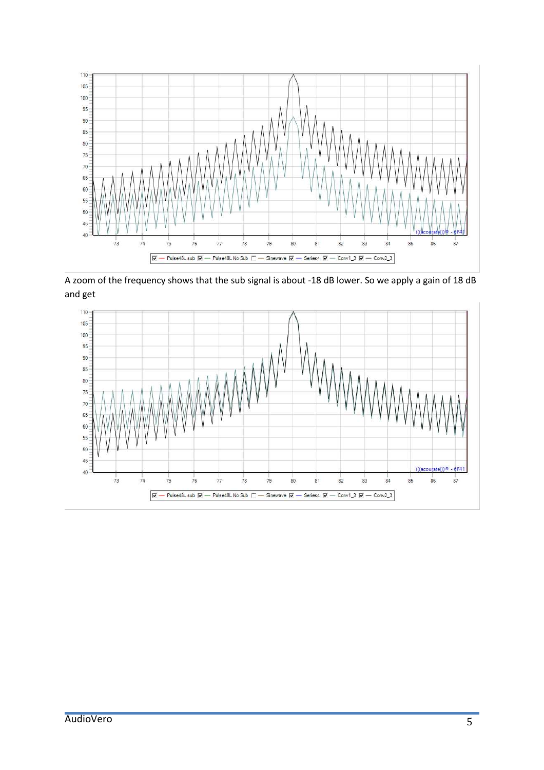A zoom of the frequency shows that the sub signal is about -18 dB lower. So we apply a gain of 18 dB and get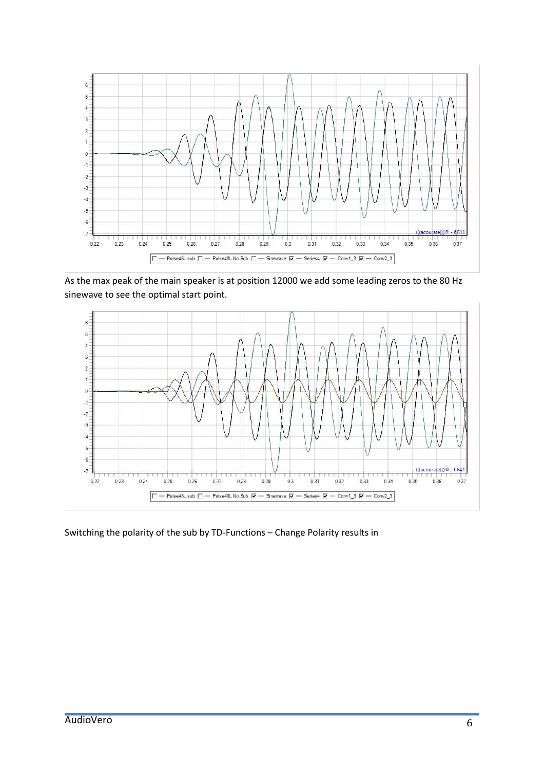As the max peak of the main speaker is at position 12000 we add some leading zeros to the 80 Hz sinewave to see the optimal start point.

Switching the polarity of the sub by TD-Functions – Change Polarity results in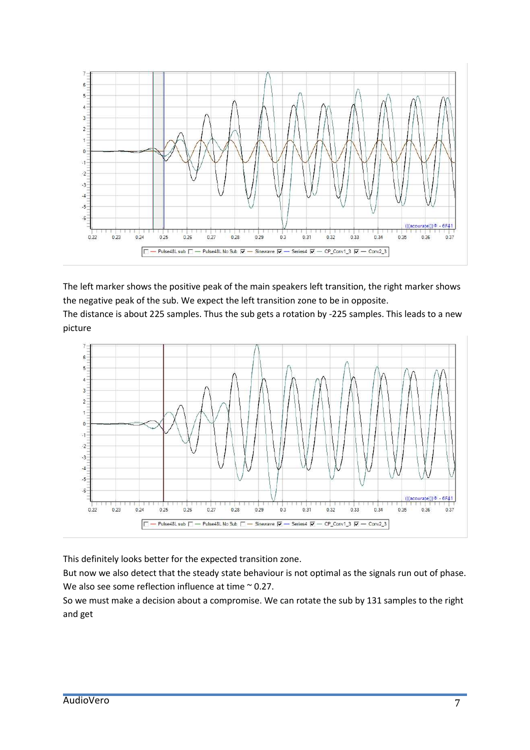The left marker shows the positive peak of the main speakers left transition, the right marker shows the negative peak of the sub. We expect the left transition zone to be in opposite.
The distance is about 225 samples. Thus the sub gets a rotation by -225 samples. This leads to a new picture

This definitely looks better for the expected transition zone.
But now we also detect that the steady state behaviour is not optimal as the signals run out of phase.
We also see some reflection influence at time ~ 0.27.
So we must make a decision about a compromise. We can rotate the sub by 131 samples to the right and get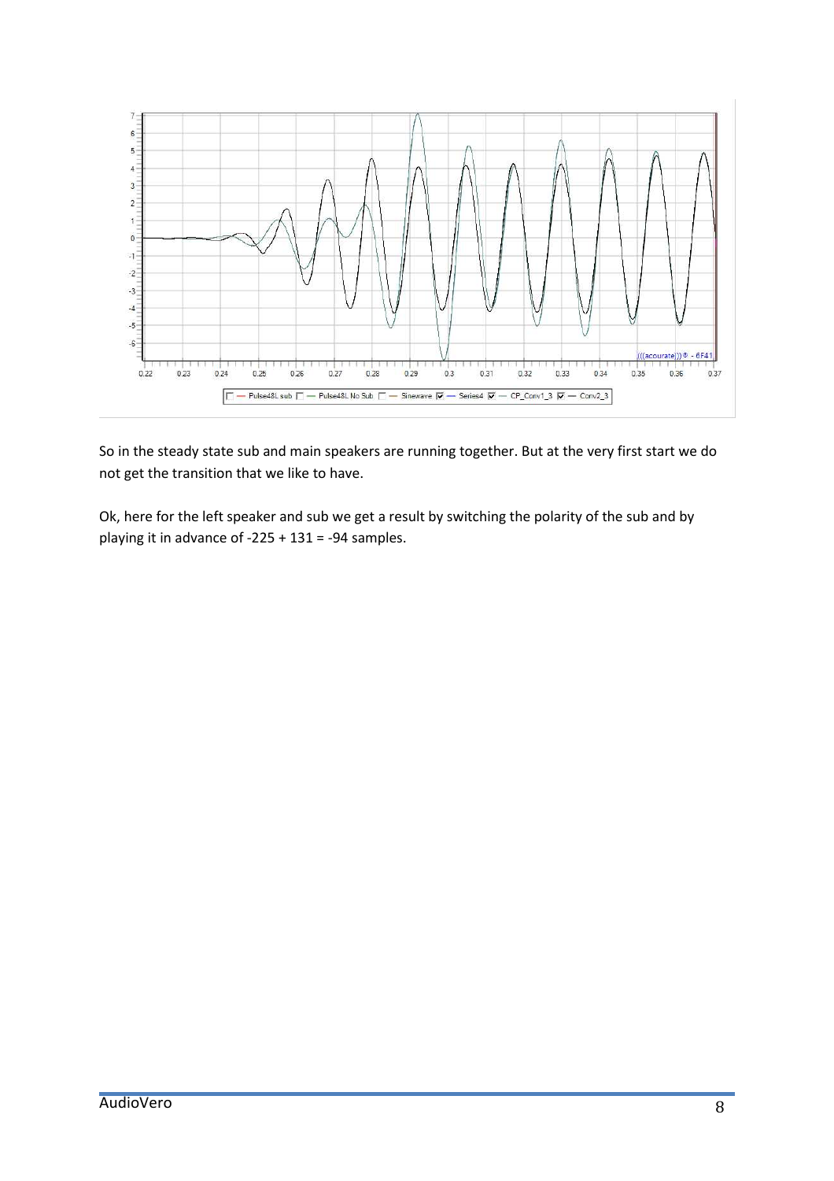So in the steady state sub and main speakers are running together. But at the very first start we do not get the transition that we like to have.

Ok, here for the left speaker and sub we get a result by switching the polarity of the sub and by playing it in advance of -225 + 131 = -94 samples.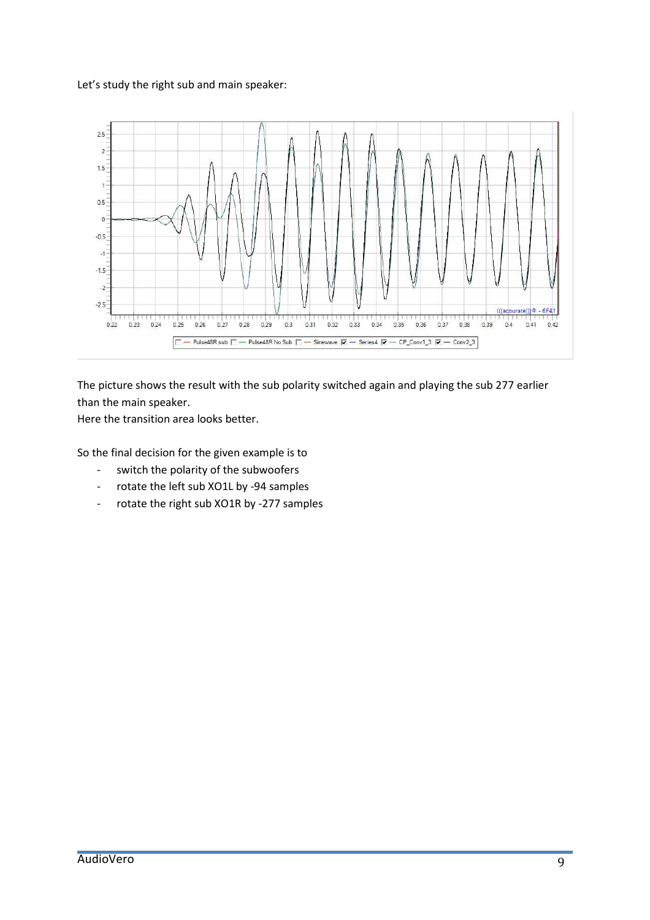Let's study the right sub and main speaker:

2.5
2
1.5
1
0.5
0
-0.5
-1
-1.5
-2
-2.5

0.22 0.23 0.24 0.25 0.26 0.27 0.28 0.29 0.3 0.31 0.32 0.33 0.34 0.35 0.36 0.37 0.38 0.39 0.4 0.41 0.42

(((acourate))) ® - 6F41

Pulse48R sub — Pulse48R No Sub — Sinewave — Series4 — CP_Conv1_3 — Conv2_3

The picture shows the result with the sub polarity switched again and playing the sub 277 earlier than the main speaker.
Here the transition area looks better.

So the final decision for the given example is to

- switch the polarity of the subwoofers
- rotate the left sub XO1L by -94 samples
- rotate the right sub XO1R by -277 samples